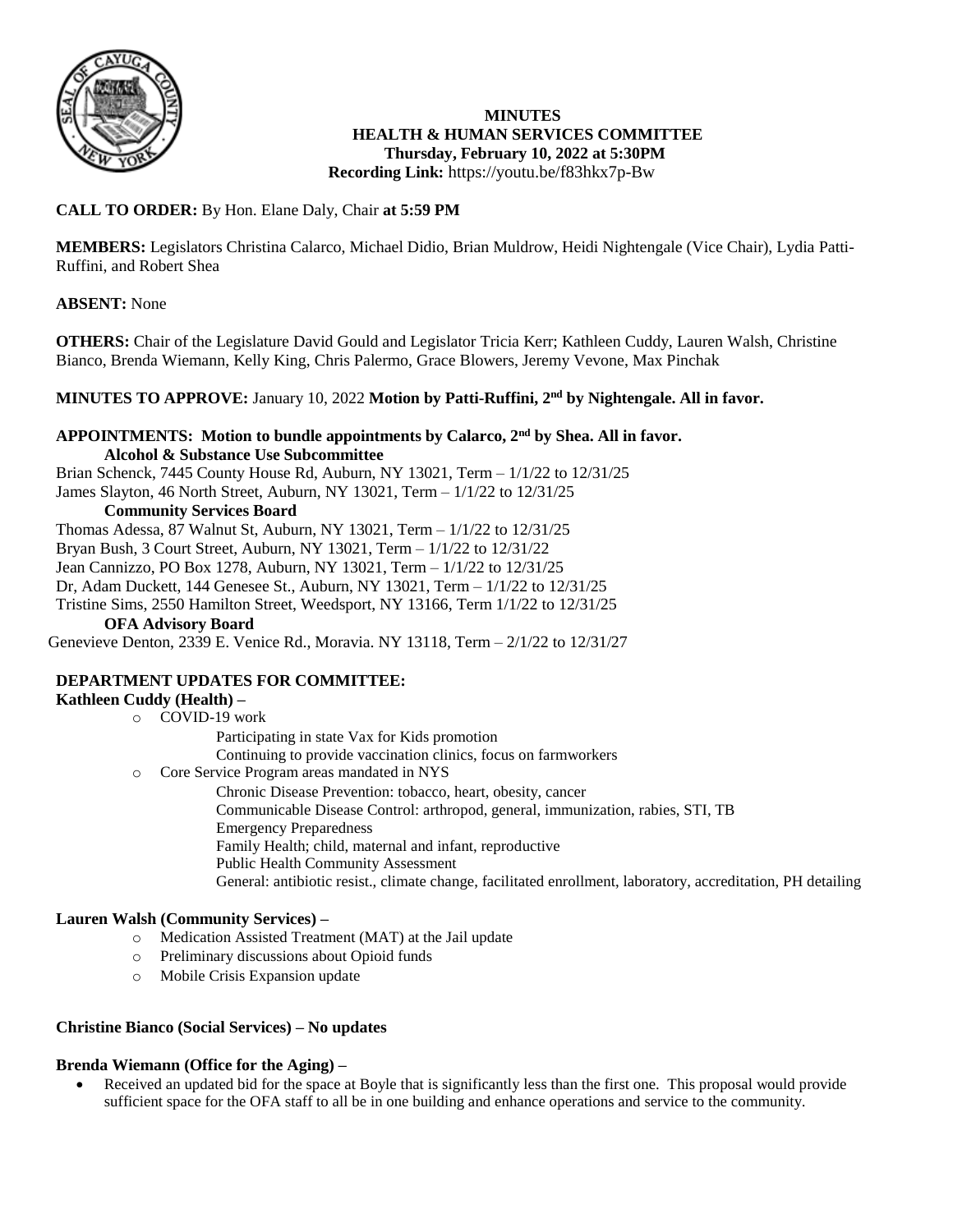**MINUTES**
**HEALTH & HUMAN SERVICES COMMITTEE**
**Thursday, February 10, 2022 at 5:30PM**
**Recording Link:** https://youtu.be/f83hkx7p-Bw

**CALL TO ORDER:** By Hon. Elane Daly, Chair **at 5:59 PM**

**MEMBERS:** Legislators Christina Calarco, Michael Didio, Brian Muldrow, Heidi Nightengale (Vice Chair), Lydia Patti-Ruffini, and Robert Shea

**ABSENT:** None

**OTHERS:** Chair of the Legislature David Gould and Legislator Tricia Kerr; Kathleen Cuddy, Lauren Walsh, Christine Bianco, Brenda Wiemann, Kelly King, Chris Palermo, Grace Blowers, Jeremy Vevone, Max Pinchak

**MINUTES TO APPROVE:** January 10, 2022 **Motion by Patti-Ruffini, 2nd by Nightengale. All in favor.**

**APPOINTMENTS: Motion to bundle appointments by Calarco, 2nd by Shea. All in favor.**

**Alcohol & Substance Use Subcommittee**

Brian Schenck, 7445 County House Rd, Auburn, NY 13021, Term – 1/1/22 to 12/31/25
James Slayton, 46 North Street, Auburn, NY 13021, Term – 1/1/22 to 12/31/25

**Community Services Board**

Thomas Adessa, 87 Walnut St, Auburn, NY 13021, Term – 1/1/22 to 12/31/25
Bryan Bush, 3 Court Street, Auburn, NY 13021, Term – 1/1/22 to 12/31/22
Jean Cannizzo, PO Box 1278, Auburn, NY 13021, Term – 1/1/22 to 12/31/25
Dr, Adam Duckett, 144 Genesee St., Auburn, NY 13021, Term – 1/1/22 to 12/31/25
Tristine Sims, 2550 Hamilton Street, Weedsport, NY 13166, Term 1/1/22 to 12/31/25

**OFA Advisory Board**

Genevieve Denton, 2339 E. Venice Rd., Moravia. NY 13118, Term – 2/1/22 to 12/31/27

**DEPARTMENT UPDATES FOR COMMITTEE:**

**Kathleen Cuddy (Health) –**

- COVID-19 work
  - Participating in state Vax for Kids promotion
  - Continuing to provide vaccination clinics, focus on farmworkers
- Core Service Program areas mandated in NYS
  - Chronic Disease Prevention: tobacco, heart, obesity, cancer
  - Communicable Disease Control: arthropod, general, immunization, rabies, STI, TB
  - Emergency Preparedness
  - Family Health; child, maternal and infant, reproductive
  - Public Health Community Assessment
  - General: antibiotic resist., climate change, facilitated enrollment, laboratory, accreditation, PH detailing

**Lauren Walsh (Community Services) –**

- Medication Assisted Treatment (MAT) at the Jail update
- Preliminary discussions about Opioid funds
- Mobile Crisis Expansion update

**Christine Bianco (Social Services) – No updates**

**Brenda Wiemann (Office for the Aging) –**

- Received an updated bid for the space at Boyle that is significantly less than the first one. This proposal would provide sufficient space for the OFA staff to all be in one building and enhance operations and service to the community.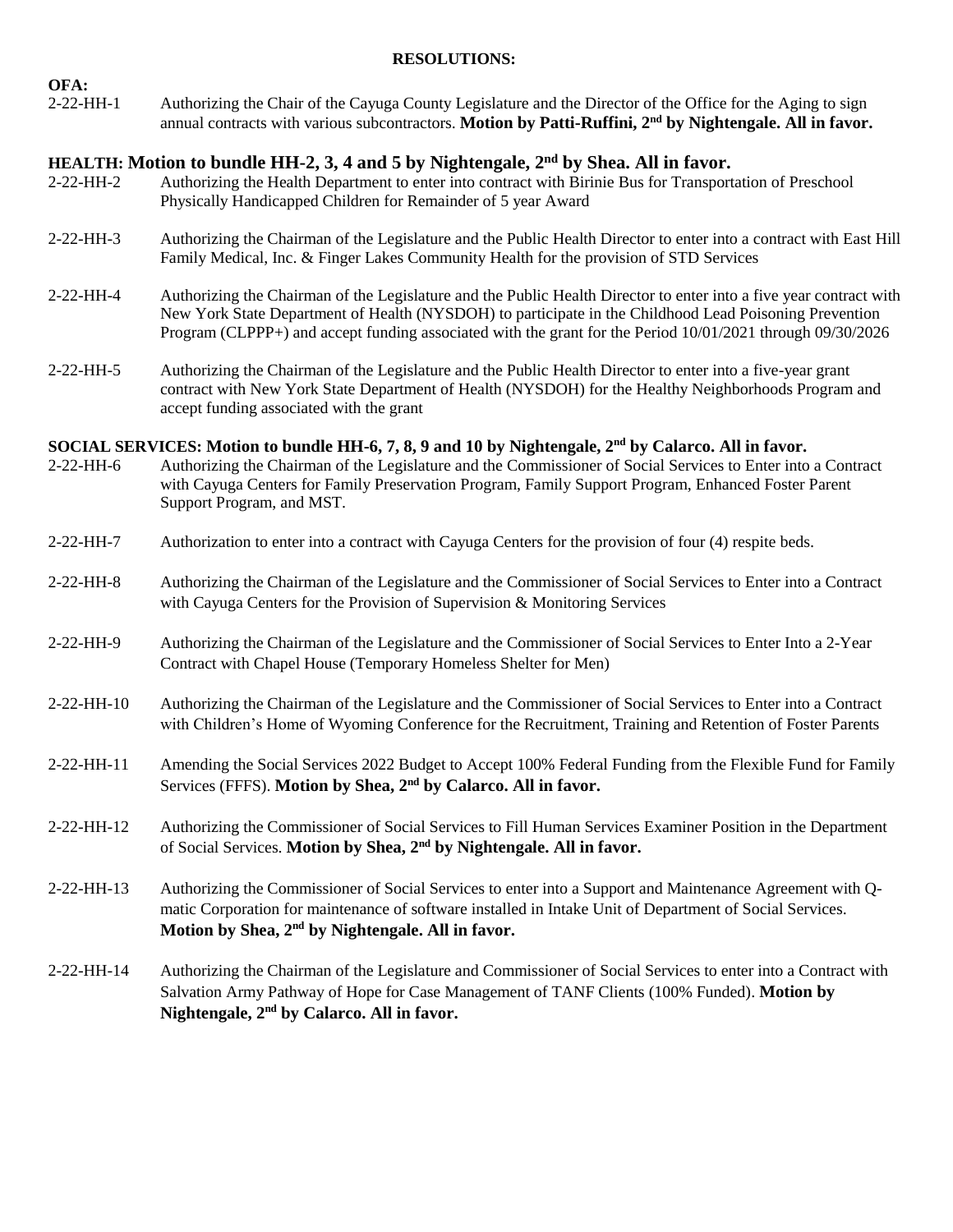**RESOLUTIONS:**

**OFA:**

2-22-HH-1 Authorizing the Chair of the Cayuga County Legislature and the Director of the Office for the Aging to sign annual contracts with various subcontractors. **Motion by Patti-Ruffini, 2nd by Nightengale. All in favor.**

**HEALTH: Motion to bundle HH-2, 3, 4 and 5 by Nightengale, 2nd by Shea. All in favor.**

2-22-HH-2 Authorizing the Health Department to enter into contract with Birinie Bus for Transportation of Preschool Physically Handicapped Children for Remainder of 5 year Award

2-22-HH-3 Authorizing the Chairman of the Legislature and the Public Health Director to enter into a contract with East Hill Family Medical, Inc. & Finger Lakes Community Health for the provision of STD Services

2-22-HH-4 Authorizing the Chairman of the Legislature and the Public Health Director to enter into a five year contract with New York State Department of Health (NYSDOH) to participate in the Childhood Lead Poisoning Prevention Program (CLPPP+) and accept funding associated with the grant for the Period 10/01/2021 through 09/30/2026

2-22-HH-5 Authorizing the Chairman of the Legislature and the Public Health Director to enter into a five-year grant contract with New York State Department of Health (NYSDOH) for the Healthy Neighborhoods Program and accept funding associated with the grant

**SOCIAL SERVICES: Motion to bundle HH-6, 7, 8, 9 and 10 by Nightengale, 2nd by Calarco. All in favor.**

2-22-HH-6 Authorizing the Chairman of the Legislature and the Commissioner of Social Services to Enter into a Contract with Cayuga Centers for Family Preservation Program, Family Support Program, Enhanced Foster Parent Support Program, and MST.

2-22-HH-7 Authorization to enter into a contract with Cayuga Centers for the provision of four (4) respite beds.

2-22-HH-8 Authorizing the Chairman of the Legislature and the Commissioner of Social Services to Enter into a Contract with Cayuga Centers for the Provision of Supervision & Monitoring Services

2-22-HH-9 Authorizing the Chairman of the Legislature and the Commissioner of Social Services to Enter Into a 2-Year Contract with Chapel House (Temporary Homeless Shelter for Men)

2-22-HH-10 Authorizing the Chairman of the Legislature and the Commissioner of Social Services to Enter into a Contract with Children's Home of Wyoming Conference for the Recruitment, Training and Retention of Foster Parents

2-22-HH-11 Amending the Social Services 2022 Budget to Accept 100% Federal Funding from the Flexible Fund for Family Services (FFFS). **Motion by Shea, 2nd by Calarco. All in favor.**

2-22-HH-12 Authorizing the Commissioner of Social Services to Fill Human Services Examiner Position in the Department of Social Services. **Motion by Shea, 2nd by Nightengale. All in favor.**

2-22-HH-13 Authorizing the Commissioner of Social Services to enter into a Support and Maintenance Agreement with Q-matic Corporation for maintenance of software installed in Intake Unit of Department of Social Services. **Motion by Shea, 2nd by Nightengale. All in favor.**

2-22-HH-14 Authorizing the Chairman of the Legislature and Commissioner of Social Services to enter into a Contract with Salvation Army Pathway of Hope for Case Management of TANF Clients (100% Funded). **Motion by Nightengale, 2nd by Calarco. All in favor.**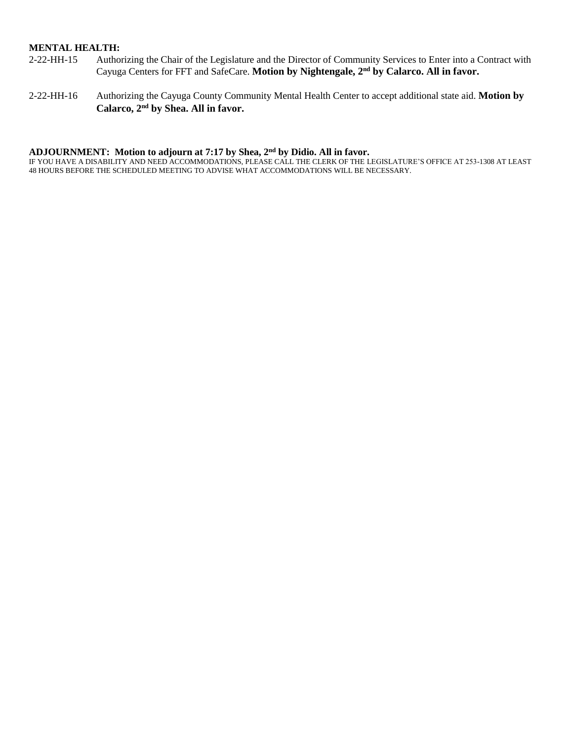**MENTAL HEALTH:**

2-22-HH-15 Authorizing the Chair of the Legislature and the Director of Community Services to Enter into a Contract with Cayuga Centers for FFT and SafeCare. **Motion by Nightengale, 2nd by Calarco. All in favor.**

2-22-HH-16 Authorizing the Cayuga County Community Mental Health Center to accept additional state aid. **Motion by Calarco, 2nd by Shea. All in favor.**

**ADJOURNMENT: Motion to adjourn at 7:17 by Shea, 2nd by Didio. All in favor.**

IF YOU HAVE A DISABILITY AND NEED ACCOMMODATIONS, PLEASE CALL THE CLERK OF THE LEGISLATURE'S OFFICE AT 253-1308 AT LEAST 48 HOURS BEFORE THE SCHEDULED MEETING TO ADVISE WHAT ACCOMMODATIONS WILL BE NECESSARY.